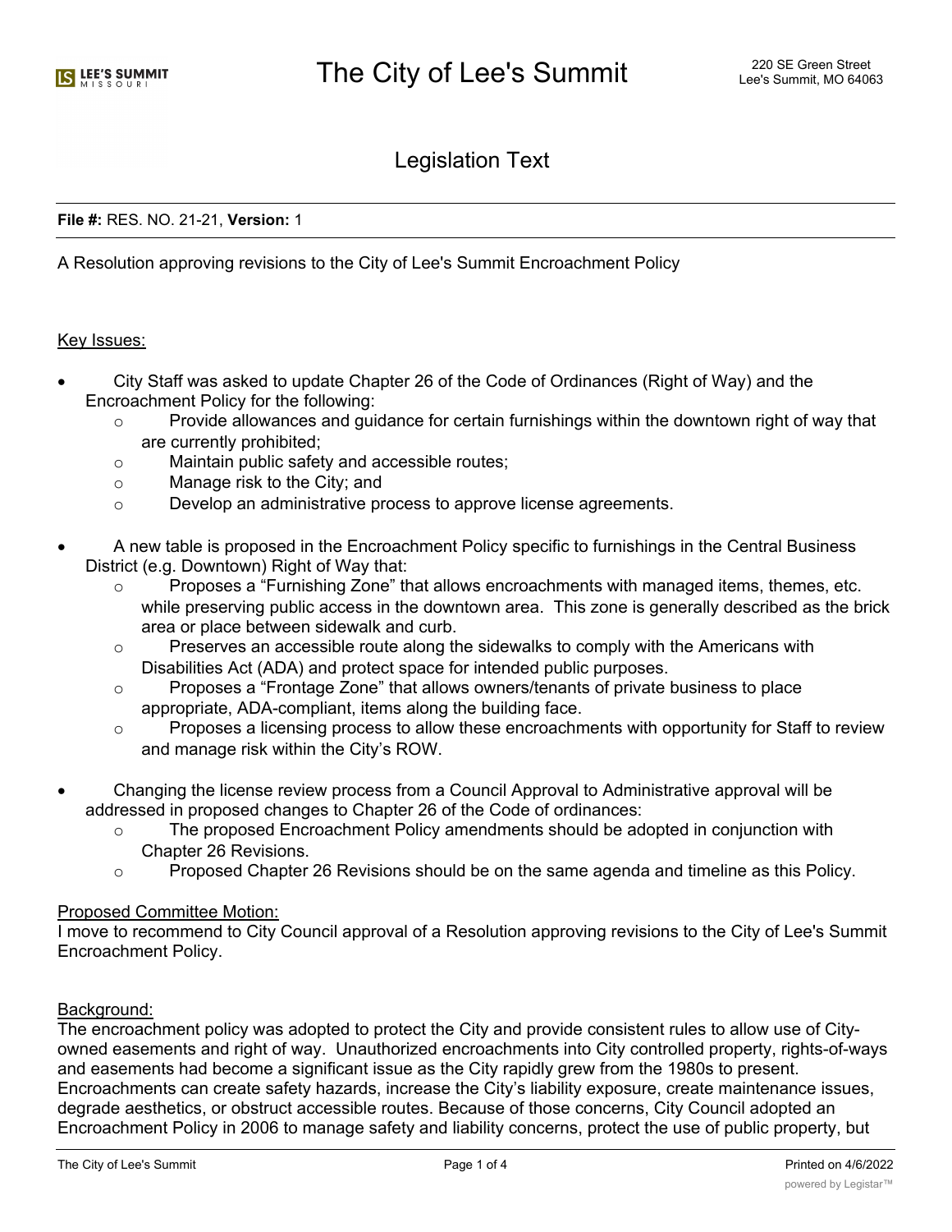# The City of Lee's Summit

220 SE Green Street
Lee's Summit, MO 64063

## Legislation Text

**File #:** RES. NO. 21-21, **Version:** 1

A Resolution approving revisions to the City of Lee's Summit Encroachment Policy

Key Issues:

- City Staff was asked to update Chapter 26 of the Code of Ordinances (Right of Way) and the Encroachment Policy for the following:
  - Provide allowances and guidance for certain furnishings within the downtown right of way that are currently prohibited;
  - Maintain public safety and accessible routes;
  - Manage risk to the City; and
  - Develop an administrative process to approve license agreements.
- A new table is proposed in the Encroachment Policy specific to furnishings in the Central Business District (e.g. Downtown) Right of Way that:
  - Proposes a "Furnishing Zone" that allows encroachments with managed items, themes, etc. while preserving public access in the downtown area. This zone is generally described as the brick area or place between sidewalk and curb.
  - Preserves an accessible route along the sidewalks to comply with the Americans with Disabilities Act (ADA) and protect space for intended public purposes.
  - Proposes a "Frontage Zone" that allows owners/tenants of private business to place appropriate, ADA-compliant, items along the building face.
  - Proposes a licensing process to allow these encroachments with opportunity for Staff to review and manage risk within the City's ROW.
- Changing the license review process from a Council Approval to Administrative approval will be addressed in proposed changes to Chapter 26 of the Code of ordinances:
  - The proposed Encroachment Policy amendments should be adopted in conjunction with Chapter 26 Revisions.
  - Proposed Chapter 26 Revisions should be on the same agenda and timeline as this Policy.

Proposed Committee Motion:
I move to recommend to City Council approval of a Resolution approving revisions to the City of Lee's Summit Encroachment Policy.

Background:
The encroachment policy was adopted to protect the City and provide consistent rules to allow use of City-owned easements and right of way. Unauthorized encroachments into City controlled property, rights-of-ways and easements had become a significant issue as the City rapidly grew from the 1980s to present. Encroachments can create safety hazards, increase the City's liability exposure, create maintenance issues, degrade aesthetics, or obstruct accessible routes. Because of those concerns, City Council adopted an Encroachment Policy in 2006 to manage safety and liability concerns, protect the use of public property, but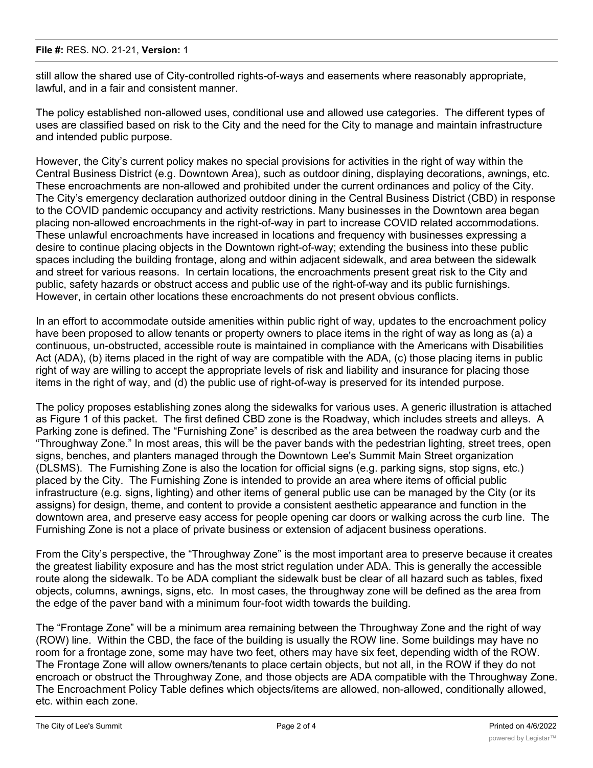still allow the shared use of City-controlled rights-of-ways and easements where reasonably appropriate, lawful, and in a fair and consistent manner.

The policy established non-allowed uses, conditional use and allowed use categories. The different types of uses are classified based on risk to the City and the need for the City to manage and maintain infrastructure and intended public purpose.

However, the City's current policy makes no special provisions for activities in the right of way within the Central Business District (e.g. Downtown Area), such as outdoor dining, displaying decorations, awnings, etc. These encroachments are non-allowed and prohibited under the current ordinances and policy of the City. The City's emergency declaration authorized outdoor dining in the Central Business District (CBD) in response to the COVID pandemic occupancy and activity restrictions. Many businesses in the Downtown area began placing non-allowed encroachments in the right-of-way in part to increase COVID related accommodations. These unlawful encroachments have increased in locations and frequency with businesses expressing a desire to continue placing objects in the Downtown right-of-way; extending the business into these public spaces including the building frontage, along and within adjacent sidewalk, and area between the sidewalk and street for various reasons. In certain locations, the encroachments present great risk to the City and public, safety hazards or obstruct access and public use of the right-of-way and its public furnishings. However, in certain other locations these encroachments do not present obvious conflicts.

In an effort to accommodate outside amenities within public right of way, updates to the encroachment policy have been proposed to allow tenants or property owners to place items in the right of way as long as (a) a continuous, un-obstructed, accessible route is maintained in compliance with the Americans with Disabilities Act (ADA), (b) items placed in the right of way are compatible with the ADA, (c) those placing items in public right of way are willing to accept the appropriate levels of risk and liability and insurance for placing those items in the right of way, and (d) the public use of right-of-way is preserved for its intended purpose.

The policy proposes establishing zones along the sidewalks for various uses. A generic illustration is attached as Figure 1 of this packet. The first defined CBD zone is the Roadway, which includes streets and alleys. A Parking zone is defined. The "Furnishing Zone" is described as the area between the roadway curb and the "Throughway Zone." In most areas, this will be the paver bands with the pedestrian lighting, street trees, open signs, benches, and planters managed through the Downtown Lee's Summit Main Street organization (DLSMS). The Furnishing Zone is also the location for official signs (e.g. parking signs, stop signs, etc.) placed by the City. The Furnishing Zone is intended to provide an area where items of official public infrastructure (e.g. signs, lighting) and other items of general public use can be managed by the City (or its assigns) for design, theme, and content to provide a consistent aesthetic appearance and function in the downtown area, and preserve easy access for people opening car doors or walking across the curb line. The Furnishing Zone is not a place of private business or extension of adjacent business operations.

From the City's perspective, the "Throughway Zone" is the most important area to preserve because it creates the greatest liability exposure and has the most strict regulation under ADA. This is generally the accessible route along the sidewalk. To be ADA compliant the sidewalk bust be clear of all hazard such as tables, fixed objects, columns, awnings, signs, etc. In most cases, the throughway zone will be defined as the area from the edge of the paver band with a minimum four-foot width towards the building.

The "Frontage Zone" will be a minimum area remaining between the Throughway Zone and the right of way (ROW) line. Within the CBD, the face of the building is usually the ROW line. Some buildings may have no room for a frontage zone, some may have two feet, others may have six feet, depending width of the ROW. The Frontage Zone will allow owners/tenants to place certain objects, but not all, in the ROW if they do not encroach or obstruct the Throughway Zone, and those objects are ADA compatible with the Throughway Zone. The Encroachment Policy Table defines which objects/items are allowed, non-allowed, conditionally allowed, etc. within each zone.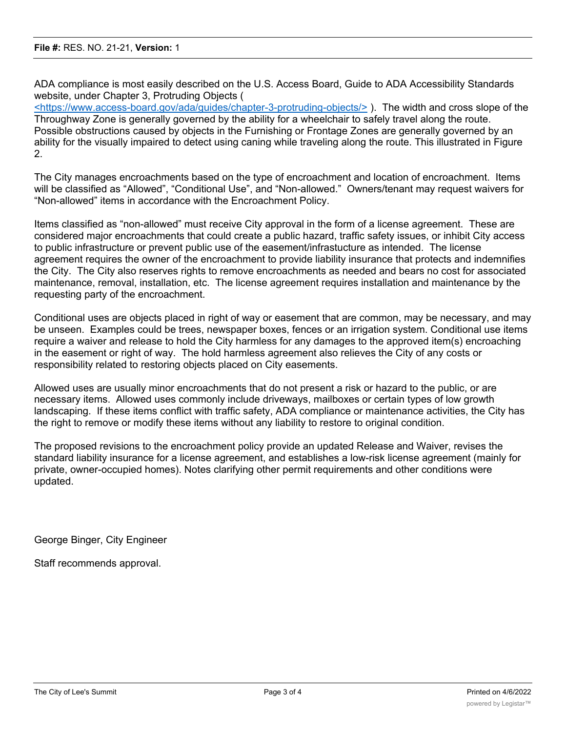ADA compliance is most easily described on the U.S. Access Board, Guide to ADA Accessibility Standards website, under Chapter 3, Protruding Objects ( <https://www.access-board.gov/ada/guides/chapter-3-protruding-objects/> ). The width and cross slope of the Throughway Zone is generally governed by the ability for a wheelchair to safely travel along the route. Possible obstructions caused by objects in the Furnishing or Frontage Zones are generally governed by an ability for the visually impaired to detect using caning while traveling along the route. This illustrated in Figure 2.

The City manages encroachments based on the type of encroachment and location of encroachment. Items will be classified as "Allowed", "Conditional Use", and "Non-allowed." Owners/tenant may request waivers for "Non-allowed" items in accordance with the Encroachment Policy.

Items classified as "non-allowed" must receive City approval in the form of a license agreement. These are considered major encroachments that could create a public hazard, traffic safety issues, or inhibit City access to public infrastructure or prevent public use of the easement/infrastucture as intended. The license agreement requires the owner of the encroachment to provide liability insurance that protects and indemnifies the City. The City also reserves rights to remove encroachments as needed and bears no cost for associated maintenance, removal, installation, etc. The license agreement requires installation and maintenance by the requesting party of the encroachment.

Conditional uses are objects placed in right of way or easement that are common, may be necessary, and may be unseen. Examples could be trees, newspaper boxes, fences or an irrigation system. Conditional use items require a waiver and release to hold the City harmless for any damages to the approved item(s) encroaching in the easement or right of way. The hold harmless agreement also relieves the City of any costs or responsibility related to restoring objects placed on City easements.

Allowed uses are usually minor encroachments that do not present a risk or hazard to the public, or are necessary items. Allowed uses commonly include driveways, mailboxes or certain types of low growth landscaping. If these items conflict with traffic safety, ADA compliance or maintenance activities, the City has the right to remove or modify these items without any liability to restore to original condition.

The proposed revisions to the encroachment policy provide an updated Release and Waiver, revises the standard liability insurance for a license agreement, and establishes a low-risk license agreement (mainly for private, owner-occupied homes). Notes clarifying other permit requirements and other conditions were updated.

George Binger, City Engineer

Staff recommends approval.